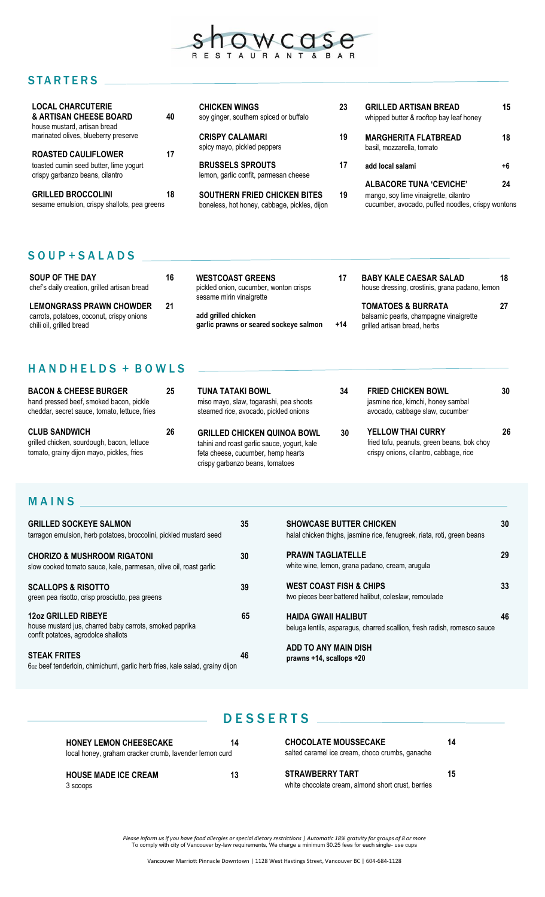# showcase
RESTAURANT & BAR

## STARTERS

**LOCAL CHARCUTERIE & ARTISAN CHEESE BOARD** 40
house mustard, artisan bread
marinated olives, blueberry preserve

**ROASTED CAULIFLOWER** 17
toasted cumin seed butter, lime yogurt
crispy garbanzo beans, cilantro

**GRILLED BROCCOLINI** 18
sesame emulsion, crispy shallots, pea greens

**CHICKEN WINGS** 23
soy ginger, southern spiced or buffalo

**CRISPY CALAMARI** 19
spicy mayo, pickled peppers

**BRUSSELS SPROUTS** 17
lemon, garlic confit, parmesan cheese

**SOUTHERN FRIED CHICKEN BITES** 19
boneless, hot honey, cabbage, pickles, dijon

**GRILLED ARTISAN BREAD** 15
whipped butter & rooftop bay leaf honey

**MARGHERITA FLATBREAD** 18
basil, mozzarella, tomato

**add local salami** +6

**ALBACORE TUNA 'CEVICHE'** 24
mango, soy lime vinaigrette, cilantro
cucumber, avocado, puffed noodles, crispy wontons

## SOUP+SALADS

**SOUP OF THE DAY** 16
chef's daily creation, grilled artisan bread

**LEMONGRASS PRAWN CHOWDER** 21
carrots, potatoes, coconut, crispy onions
chili oil, grilled bread

**WESTCOAST GREENS** 17
pickled onion, cucumber, wonton crisps
sesame mirin vinaigrette

**add grilled chicken**
**garlic prawns or seared sockeye salmon** +14

**BABY KALE CAESAR SALAD** 18
house dressing, crostinis, grana padano, lemon

**TOMATOES & BURRATA** 27
balsamic pearls, champagne vinaigrette
grilled artisan bread, herbs

## HANDHELDS + BOWLS

**BACON & CHEESE BURGER** 25
hand pressed beef, smoked bacon, pickle
cheddar, secret sauce, tomato, lettuce, fries

**CLUB SANDWICH** 26
grilled chicken, sourdough, bacon, lettuce
tomato, grainy dijon mayo, pickles, fries

**TUNA TATAKI BOWL** 34
miso mayo, slaw, togarashi, pea shoots
steamed rice, avocado, pickled onions

**GRILLED CHICKEN QUINOA BOWL** 30
tahini and roast garlic sauce, yogurt, kale
feta cheese, cucumber, hemp hearts
crispy garbanzo beans, tomatoes

**FRIED CHICKEN BOWL** 30
jasmine rice, kimchi, honey sambal
avocado, cabbage slaw, cucumber

**YELLOW THAI CURRY** 26
fried tofu, peanuts, green beans, bok choy
crispy onions, cilantro, cabbage, rice

## MAINS

**GRILLED SOCKEYE SALMON** 35
tarragon emulsion, herb potatoes, broccolini, pickled mustard seed

**CHORIZO & MUSHROOM RIGATONI** 30
slow cooked tomato sauce, kale, parmesan, olive oil, roast garlic

**SCALLOPS & RISOTTO** 39
green pea risotto, crisp prosciutto, pea greens

**12oz GRILLED RIBEYE** 65
house mustard jus, charred baby carrots, smoked paprika
confit potatoes, agrodolce shallots

**STEAK FRITES** 46
6oz beef tenderloin, chimichurri, garlic herb fries, kale salad, grainy dijon

**SHOWCASE BUTTER CHICKEN** 30
halal chicken thighs, jasmine rice, fenugreek, riata, roti, green beans

**PRAWN TAGLIATELLE** 29
white wine, lemon, grana padano, cream, arugula

**WEST COAST FISH & CHIPS** 33
two pieces beer battered halibut, coleslaw, remoulade

**HAIDA GWAII HALIBUT** 46
beluga lentils, asparagus, charred scallion, fresh radish, romesco sauce

**ADD TO ANY MAIN DISH**
**prawns +14, scallops +20**

## DESSERTS

**HONEY LEMON CHEESECAKE** 14
local honey, graham cracker crumb, lavender lemon curd

**HOUSE MADE ICE CREAM** 13
3 scoops

**CHOCOLATE MOUSSECAKE** 14
salted caramel ice cream, choco crumbs, ganache

**STRAWBERRY TART** 15
white chocolate cream, almond short crust, berries

*Please inform us if you have food allergies or special dietary restrictions | Automatic 18% gratuity for groups of 8 or more*
To comply with city of Vancouver by-law requirements, We charge a minimum $0.25 fees for each single- use cups

Vancouver Marriott Pinnacle Downtown | 1128 West Hastings Street, Vancouver BC | 604-684-1128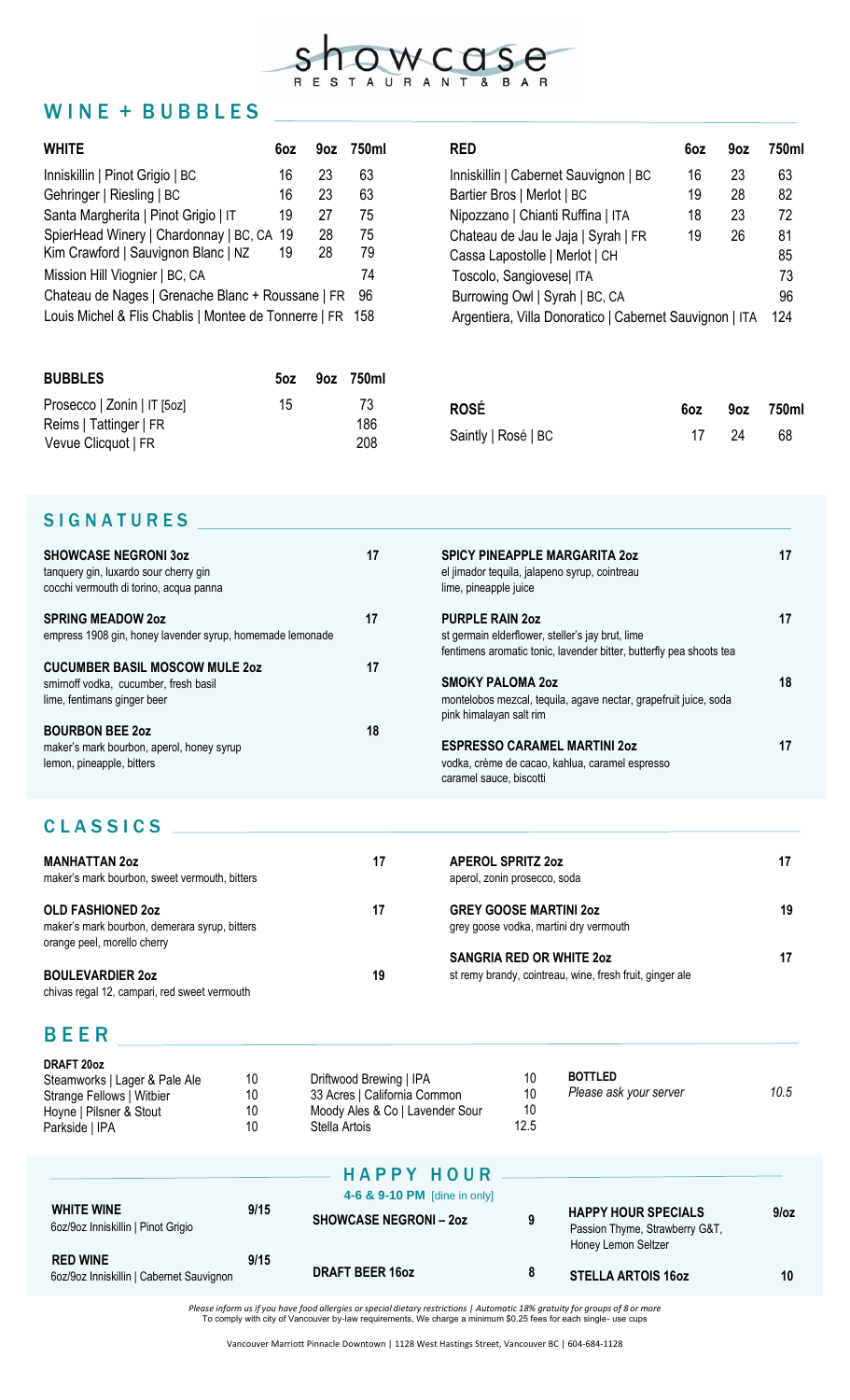# showcase

RESTAURANT & BAR

## WINE + BUBBLES

| WHITE | 6oz | 9oz | 750ml |
|---|---|---|---|
| Inniskillin \| Pinot Grigio \| BC | 16 | 23 | 63 |
| Gehringer \| Riesling \| BC | 16 | 23 | 63 |
| Santa Margherita \| Pinot Grigio \| IT | 19 | 27 | 75 |
| SpierHead Winery \| Chardonnay \| BC, CA | 19 | 28 | 75 |
| Kim Crawford \| Sauvignon Blanc \| NZ | 19 | 28 | 79 |
| Mission Hill Viognier \| BC, CA | | | 74 |
| Chateau de Nages \| Grenache Blanc + Roussane \| FR | | | 96 |
| Louis Michel & Flis Chablis \| Montee de Tonnerre \| FR | | | 158 |

| RED | 6oz | 9oz | 750ml |
|---|---|---|---|
| Inniskillin \| Cabernet Sauvignon \| BC | 16 | 23 | 63 |
| Bartier Bros \| Merlot \| BC | 19 | 28 | 82 |
| Nipozzano \| Chianti Ruffina \| ITA | 18 | 23 | 72 |
| Chateau de Jau le Jaja \| Syrah \| FR | 19 | 26 | 81 |
| Cassa Lapostolle \| Merlot \| CH | | | 85 |
| Toscolo, Sangiovese\| ITA | | | 73 |
| Burrowing Owl \| Syrah \| BC, CA | | | 96 |
| Argentiera, Villa Donoratico \| Cabernet Sauvignon \| ITA | | | 124 |

| BUBBLES | 5oz | 9oz | 750ml |
|---|---|---|---|
| Prosecco \| Zonin \| IT [5oz] | 15 | | 73 |
| Reims \| Tattinger \| FR | | | 186 |
| Vevue Clicquot \| FR | | | 208 |

| ROSÉ | 6oz | 9oz | 750ml |
|---|---|---|---|
| Saintly \| Rosé \| BC | 17 | 24 | 68 |

## SIGNATURES

**SHOWCASE NEGRONI 3oz** — 17
tanquery gin, luxardo sour cherry gin
cocchi vermouth di torino, acqua panna

**SPRING MEADOW 2oz** — 17
empress 1908 gin, honey lavender syrup, homemade lemonade

**CUCUMBER BASIL MOSCOW MULE 2oz** — 17
smirnoff vodka, cucumber, fresh basil
lime, fentimans ginger beer

**BOURBON BEE 2oz** — 18
maker's mark bourbon, aperol, honey syrup
lemon, pineapple, bitters

**SPICY PINEAPPLE MARGARITA 2oz** — 17
el jimador tequila, jalapeno syrup, cointreau
lime, pineapple juice

**PURPLE RAIN 2oz** — 17
st germain elderflower, steller's jay brut, lime
fentimens aromatic tonic, lavender bitter, butterfly pea shoots tea

**SMOKY PALOMA 2oz** — 18
montelobos mezcal, tequila, agave nectar, grapefruit juice, soda
pink himalayan salt rim

**ESPRESSO CARAMEL MARTINI 2oz** — 17
vodka, crème de cacao, kahlua, caramel espresso
caramel sauce, biscotti

## CLASSICS

**MANHATTAN 2oz** — 17
maker's mark bourbon, sweet vermouth, bitters

**OLD FASHIONED 2oz** — 17
maker's mark bourbon, demerara syrup, bitters
orange peel, morello cherry

**BOULEVARDIER 2oz** — 19
chivas regal 12, campari, red sweet vermouth

**APEROL SPRITZ 2oz** — 17
aperol, zonin prosecco, soda

**GREY GOOSE MARTINI 2oz** — 19
grey goose vodka, martini dry vermouth

**SANGRIA RED OR WHITE 2oz** — 17
st remy brandy, cointreau, wine, fresh fruit, ginger ale

## BEER

**DRAFT 20oz**

| | |
|---|---|
| Steamworks \| Lager & Pale Ale | 10 |
| Strange Fellows \| Witbier | 10 |
| Hoyne \| Pilsner & Stout | 10 |
| Parkside \| IPA | 10 |
| Driftwood Brewing \| IPA | 10 |
| 33 Acres \| California Common | 10 |
| Moody Ales & Co \| Lavender Sour | 10 |
| Stella Artois | 12.5 |

**BOTTLED**
*Please ask your server* — *10.5*

## HAPPY HOUR

**4-6 & 9-10 PM** [dine in only]

**WHITE WINE** — 9/15
6oz/9oz Inniskillin | Pinot Grigio

**RED WINE** — 9/15
6oz/9oz Inniskillin | Cabernet Sauvignon

**SHOWCASE NEGRONI – 2oz** — 9

**DRAFT BEER 16oz** — 8

**HAPPY HOUR SPECIALS** — 9/oz
Passion Thyme, Strawberry G&T,
Honey Lemon Seltzer

**STELLA ARTOIS 16oz** — 10

*Please inform us if you have food allergies or special dietary restrictions | Automatic 18% gratuity for groups of 8 or more*
To comply with city of Vancouver by-law requirements, We charge a minimum $0.25 fees for each single- use cups

Vancouver Marriott Pinnacle Downtown | 1128 West Hastings Street, Vancouver BC | 604-684-1128